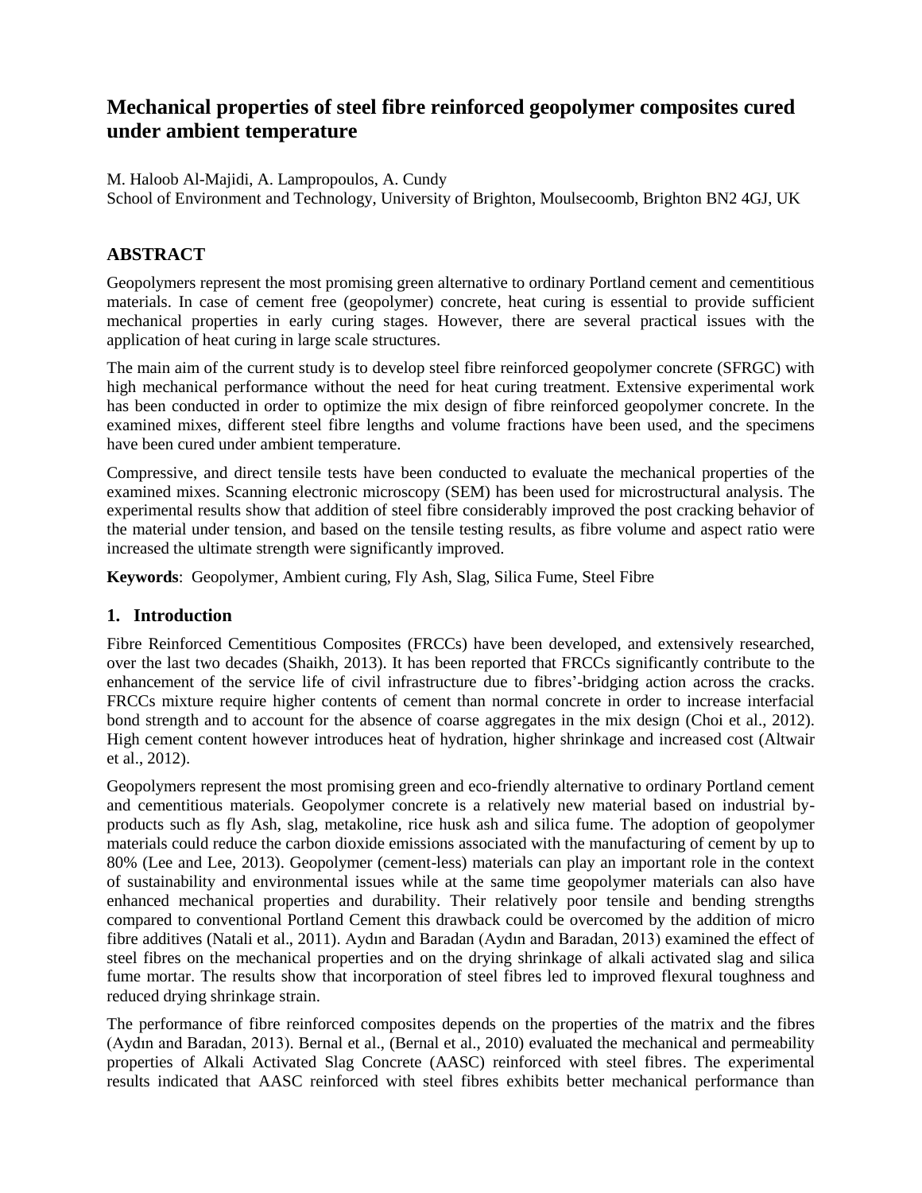# Mechanical properties of steel fibre reinforced geopolymer composites cured under ambient temperature

M. Haloob Al-Majidi, A. Lampropoulos, A. Cundy
School of Environment and Technology, University of Brighton, Moulsecoomb, Brighton BN2 4GJ, UK

## ABSTRACT

Geopolymers represent the most promising green alternative to ordinary Portland cement and cementitious materials. In case of cement free (geopolymer) concrete, heat curing is essential to provide sufficient mechanical properties in early curing stages. However, there are several practical issues with the application of heat curing in large scale structures.

The main aim of the current study is to develop steel fibre reinforced geopolymer concrete (SFRGC) with high mechanical performance without the need for heat curing treatment. Extensive experimental work has been conducted in order to optimize the mix design of fibre reinforced geopolymer concrete. In the examined mixes, different steel fibre lengths and volume fractions have been used, and the specimens have been cured under ambient temperature.

Compressive, and direct tensile tests have been conducted to evaluate the mechanical properties of the examined mixes. Scanning electronic microscopy (SEM) has been used for microstructural analysis. The experimental results show that addition of steel fibre considerably improved the post cracking behavior of the material under tension, and based on the tensile testing results, as fibre volume and aspect ratio were increased the ultimate strength were significantly improved.

**Keywords**: Geopolymer, Ambient curing, Fly Ash, Slag, Silica Fume, Steel Fibre

## 1. Introduction

Fibre Reinforced Cementitious Composites (FRCCs) have been developed, and extensively researched, over the last two decades (Shaikh, 2013). It has been reported that FRCCs significantly contribute to the enhancement of the service life of civil infrastructure due to fibres'-bridging action across the cracks. FRCCs mixture require higher contents of cement than normal concrete in order to increase interfacial bond strength and to account for the absence of coarse aggregates in the mix design (Choi et al., 2012). High cement content however introduces heat of hydration, higher shrinkage and increased cost (Altwair et al., 2012).

Geopolymers represent the most promising green and eco-friendly alternative to ordinary Portland cement and cementitious materials. Geopolymer concrete is a relatively new material based on industrial by-products such as fly Ash, slag, metakoline, rice husk ash and silica fume. The adoption of geopolymer materials could reduce the carbon dioxide emissions associated with the manufacturing of cement by up to 80% (Lee and Lee, 2013). Geopolymer (cement-less) materials can play an important role in the context of sustainability and environmental issues while at the same time geopolymer materials can also have enhanced mechanical properties and durability. Their relatively poor tensile and bending strengths compared to conventional Portland Cement this drawback could be overcomed by the addition of micro fibre additives (Natali et al., 2011). Aydın and Baradan (Aydın and Baradan, 2013) examined the effect of steel fibres on the mechanical properties and on the drying shrinkage of alkali activated slag and silica fume mortar. The results show that incorporation of steel fibres led to improved flexural toughness and reduced drying shrinkage strain.

The performance of fibre reinforced composites depends on the properties of the matrix and the fibres (Aydın and Baradan, 2013). Bernal et al., (Bernal et al., 2010) evaluated the mechanical and permeability properties of Alkali Activated Slag Concrete (AASC) reinforced with steel fibres. The experimental results indicated that AASC reinforced with steel fibres exhibits better mechanical performance than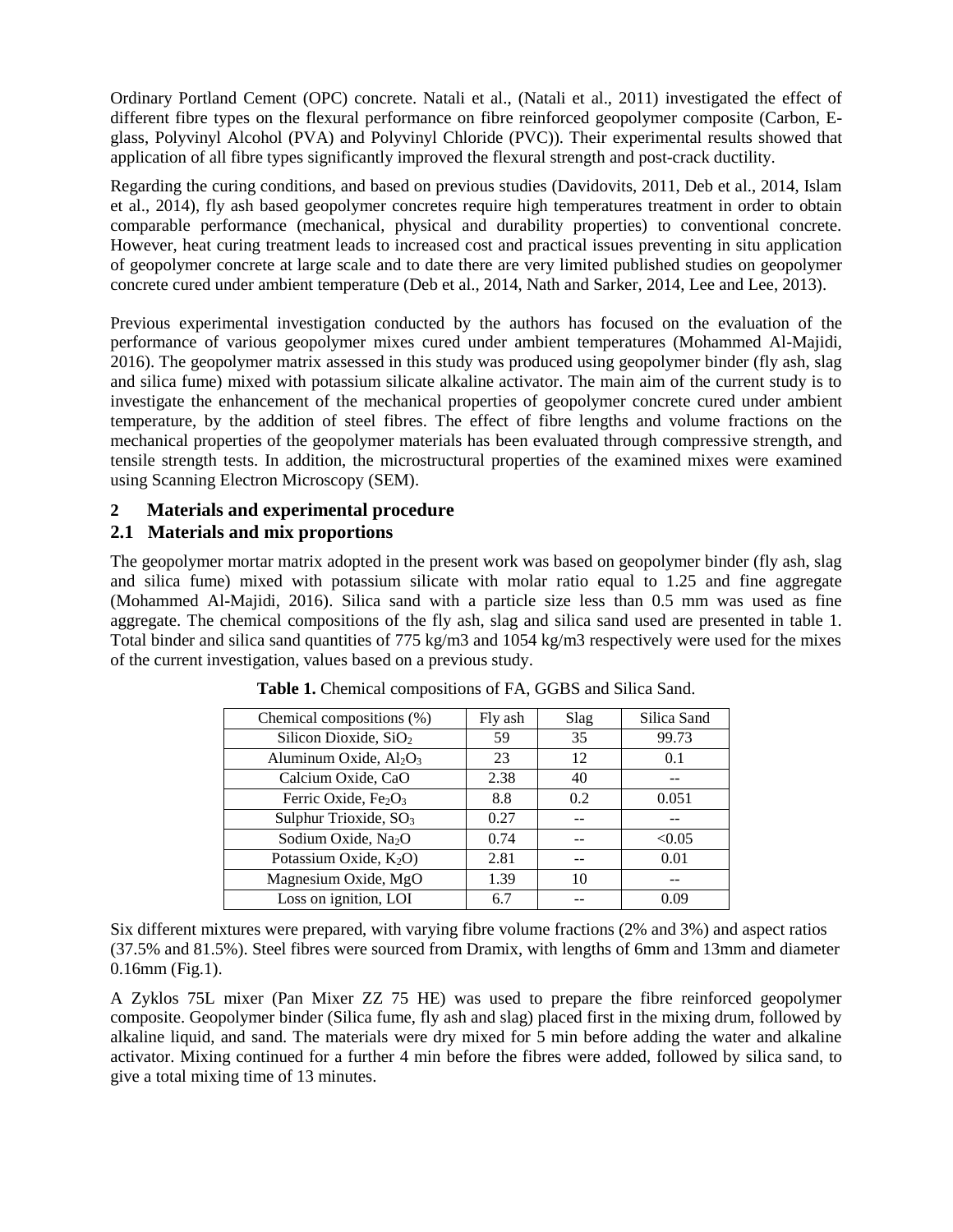Ordinary Portland Cement (OPC) concrete. Natali et al., (Natali et al., 2011) investigated the effect of different fibre types on the flexural performance on fibre reinforced geopolymer composite (Carbon, E-glass, Polyvinyl Alcohol (PVA) and Polyvinyl Chloride (PVC)). Their experimental results showed that application of all fibre types significantly improved the flexural strength and post-crack ductility.

Regarding the curing conditions, and based on previous studies (Davidovits, 2011, Deb et al., 2014, Islam et al., 2014), fly ash based geopolymer concretes require high temperatures treatment in order to obtain comparable performance (mechanical, physical and durability properties) to conventional concrete. However, heat curing treatment leads to increased cost and practical issues preventing in situ application of geopolymer concrete at large scale and to date there are very limited published studies on geopolymer concrete cured under ambient temperature (Deb et al., 2014, Nath and Sarker, 2014, Lee and Lee, 2013).

Previous experimental investigation conducted by the authors has focused on the evaluation of the performance of various geopolymer mixes cured under ambient temperatures (Mohammed Al-Majidi, 2016). The geopolymer matrix assessed in this study was produced using geopolymer binder (fly ash, slag and silica fume) mixed with potassium silicate alkaline activator. The main aim of the current study is to investigate the enhancement of the mechanical properties of geopolymer concrete cured under ambient temperature, by the addition of steel fibres. The effect of fibre lengths and volume fractions on the mechanical properties of the geopolymer materials has been evaluated through compressive strength, and tensile strength tests. In addition, the microstructural properties of the examined mixes were examined using Scanning Electron Microscopy (SEM).

## 2 Materials and experimental procedure

### 2.1 Materials and mix proportions

The geopolymer mortar matrix adopted in the present work was based on geopolymer binder (fly ash, slag and silica fume) mixed with potassium silicate with molar ratio equal to 1.25 and fine aggregate (Mohammed Al-Majidi, 2016). Silica sand with a particle size less than 0.5 mm was used as fine aggregate. The chemical compositions of the fly ash, slag and silica sand used are presented in table 1. Total binder and silica sand quantities of 775 kg/m3 and 1054 kg/m3 respectively were used for the mixes of the current investigation, values based on a previous study.

**Table 1.** Chemical compositions of FA, GGBS and Silica Sand.

| Chemical compositions (%) | Fly ash | Slag | Silica Sand |
|---|---|---|---|
| Silicon Dioxide, $SiO_2$ | 59 | 35 | 99.73 |
| Aluminum Oxide, $Al_2O_3$ | 23 | 12 | 0.1 |
| Calcium Oxide, CaO | 2.38 | 40 | -- |
| Ferric Oxide, $Fe_2O_3$ | 8.8 | 0.2 | 0.051 |
| Sulphur Trioxide, $SO_3$ | 0.27 | -- | -- |
| Sodium Oxide, $Na_2O$ | 0.74 | -- | <0.05 |
| Potassium Oxide, $K_2O$) | 2.81 | -- | 0.01 |
| Magnesium Oxide, MgO | 1.39 | 10 | -- |
| Loss on ignition, LOI | 6.7 | -- | 0.09 |

Six different mixtures were prepared, with varying fibre volume fractions (2% and 3%) and aspect ratios (37.5% and 81.5%). Steel fibres were sourced from Dramix, with lengths of 6mm and 13mm and diameter 0.16mm (Fig.1).

A Zyklos 75L mixer (Pan Mixer ZZ 75 HE) was used to prepare the fibre reinforced geopolymer composite. Geopolymer binder (Silica fume, fly ash and slag) placed first in the mixing drum, followed by alkaline liquid, and sand. The materials were dry mixed for 5 min before adding the water and alkaline activator. Mixing continued for a further 4 min before the fibres were added, followed by silica sand, to give a total mixing time of 13 minutes.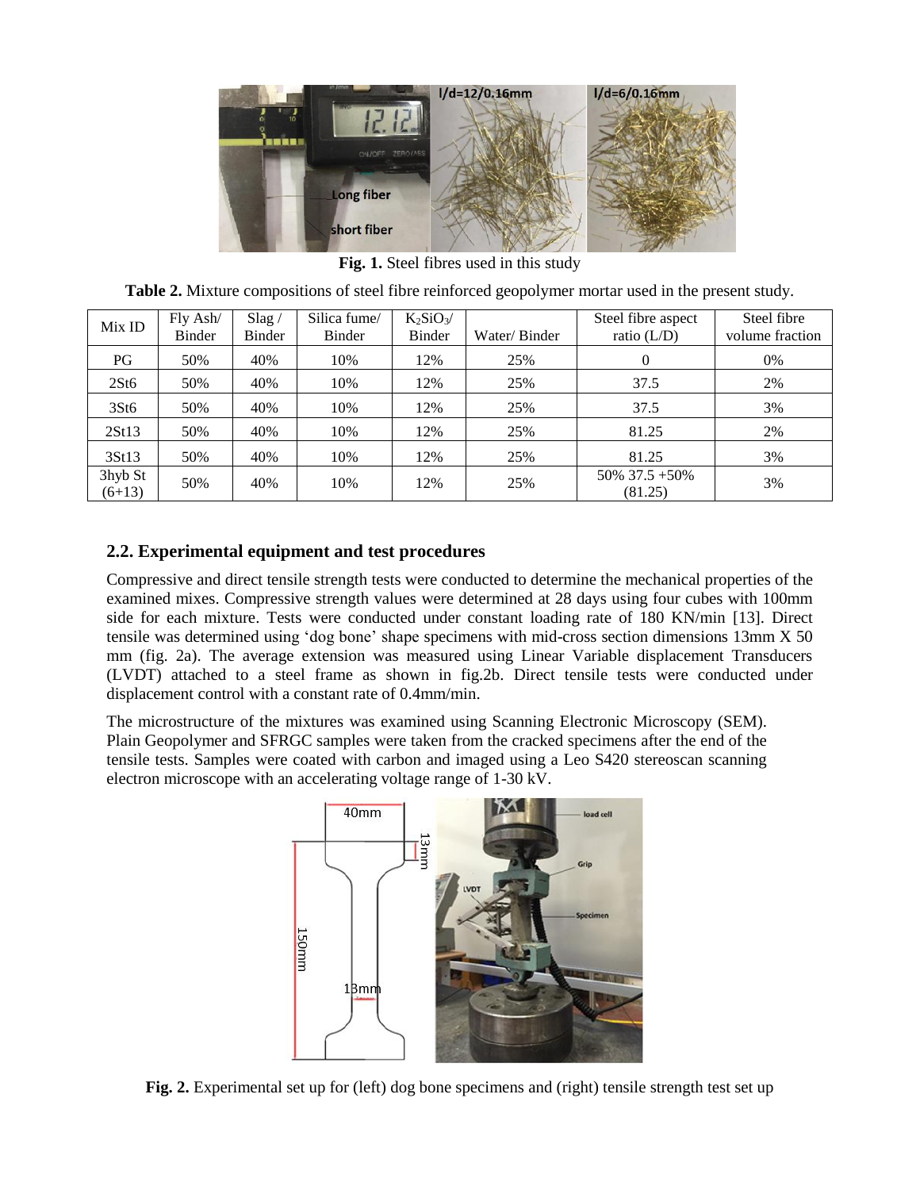**Fig. 1.** Steel fibres used in this study

**Table 2.** Mixture compositions of steel fibre reinforced geopolymer mortar used in the present study.

| Mix ID | Fly Ash/ Binder | Slag / Binder | Silica fume/ Binder | $K_2SiO_3$/ Binder | Water/ Binder | Steel fibre aspect ratio (L/D) | Steel fibre volume fraction |
|---|---|---|---|---|---|---|---|
| PG | 50% | 40% | 10% | 12% | 25% | 0 | 0% |
| 2St6 | 50% | 40% | 10% | 12% | 25% | 37.5 | 2% |
| 3St6 | 50% | 40% | 10% | 12% | 25% | 37.5 | 3% |
| 2St13 | 50% | 40% | 10% | 12% | 25% | 81.25 | 2% |
| 3St13 | 50% | 40% | 10% | 12% | 25% | 81.25 | 3% |
| 3hyb St (6+13) | 50% | 40% | 10% | 12% | 25% | 50% 37.5 +50% (81.25) | 3% |

## 2.2. Experimental equipment and test procedures

Compressive and direct tensile strength tests were conducted to determine the mechanical properties of the examined mixes. Compressive strength values were determined at 28 days using four cubes with 100mm side for each mixture. Tests were conducted under constant loading rate of 180 KN/min [13]. Direct tensile was determined using 'dog bone' shape specimens with mid-cross section dimensions 13mm X 50 mm (fig. 2a). The average extension was measured using Linear Variable displacement Transducers (LVDT) attached to a steel frame as shown in fig.2b. Direct tensile tests were conducted under displacement control with a constant rate of 0.4mm/min.

The microstructure of the mixtures was examined using Scanning Electronic Microscopy (SEM). Plain Geopolymer and SFRGC samples were taken from the cracked specimens after the end of the tensile tests. Samples were coated with carbon and imaged using a Leo S420 stereoscan scanning electron microscope with an accelerating voltage range of 1-30 kV.

**Fig. 2.** Experimental set up for (left) dog bone specimens and (right) tensile strength test set up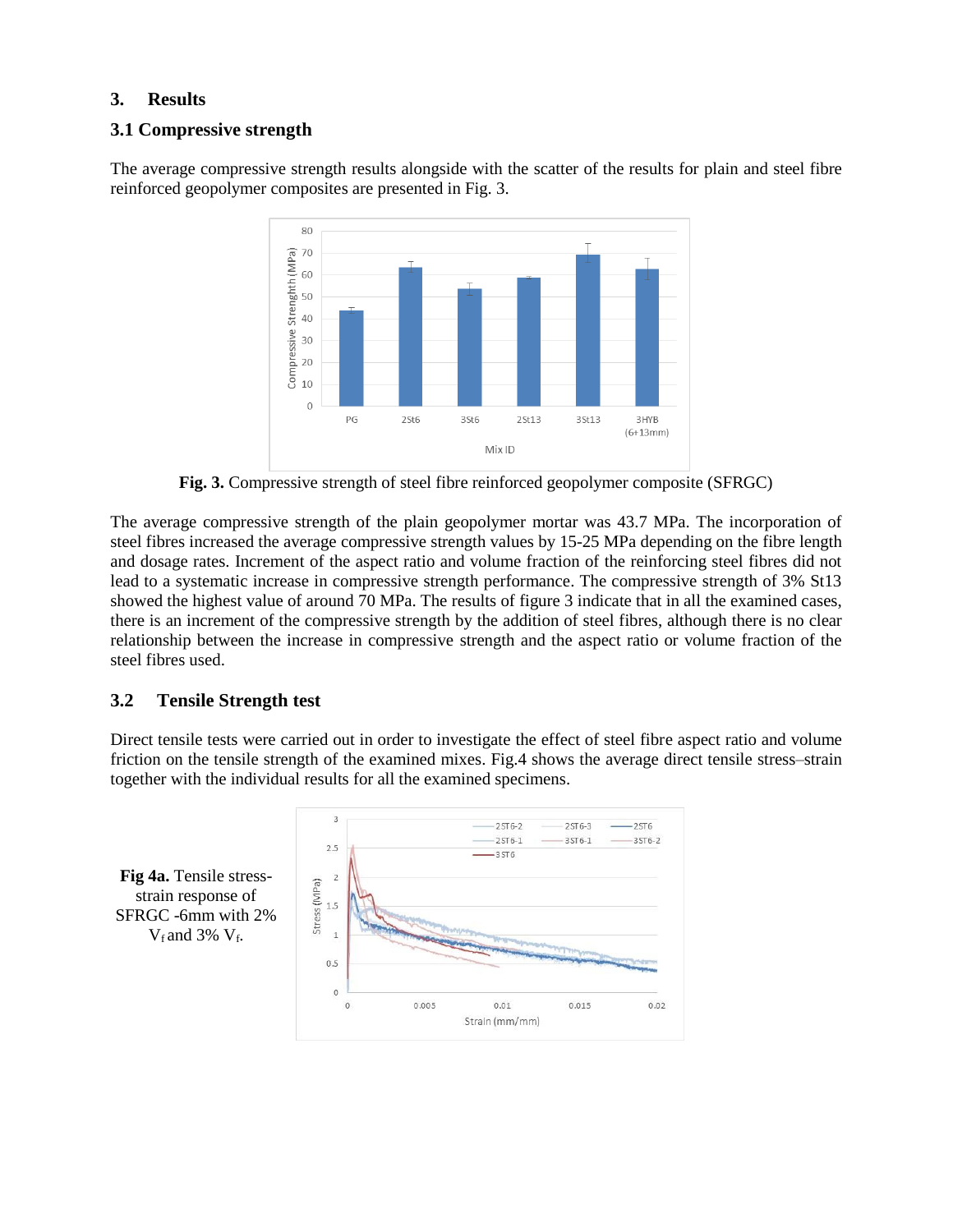## 3. Results

### 3.1 Compressive strength

The average compressive strength results alongside with the scatter of the results for plain and steel fibre reinforced geopolymer composites are presented in Fig. 3.

**Fig. 3.** Compressive strength of steel fibre reinforced geopolymer composite (SFRGC)

The average compressive strength of the plain geopolymer mortar was 43.7 MPa. The incorporation of steel fibres increased the average compressive strength values by 15-25 MPa depending on the fibre length and dosage rates. Increment of the aspect ratio and volume fraction of the reinforcing steel fibres did not lead to a systematic increase in compressive strength performance. The compressive strength of 3% St13 showed the highest value of around 70 MPa. The results of figure 3 indicate that in all the examined cases, there is an increment of the compressive strength by the addition of steel fibres, although there is no clear relationship between the increase in compressive strength and the aspect ratio or volume fraction of the steel fibres used.

### 3.2 Tensile Strength test

Direct tensile tests were carried out in order to investigate the effect of steel fibre aspect ratio and volume friction on the tensile strength of the examined mixes. Fig.4 shows the average direct tensile stress–strain together with the individual results for all the examined specimens.

**Fig 4a.** Tensile stress-strain response of SFRGC -6mm with 2% $V_f$ and 3% $V_f$.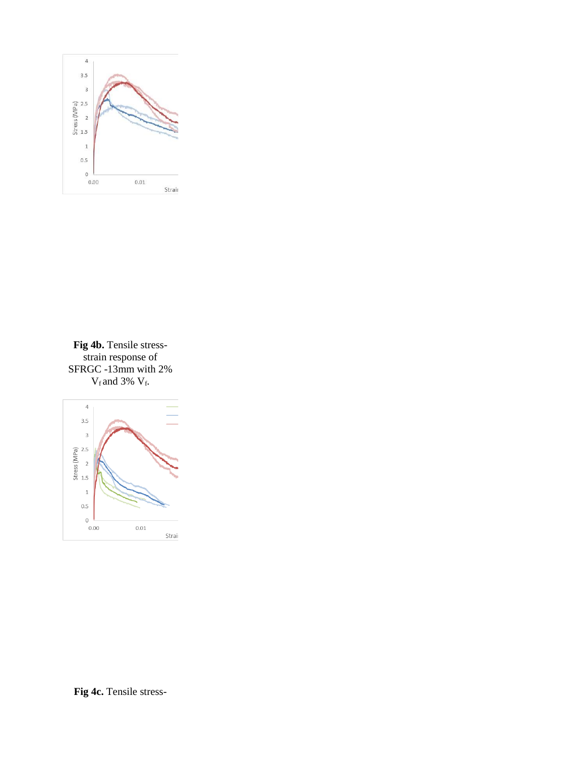**Fig 4b.** Tensile stress-strain response of SFRGC -13mm with 2% $V_f$ and 3% $V_f$.

**Fig 4c.** Tensile stress-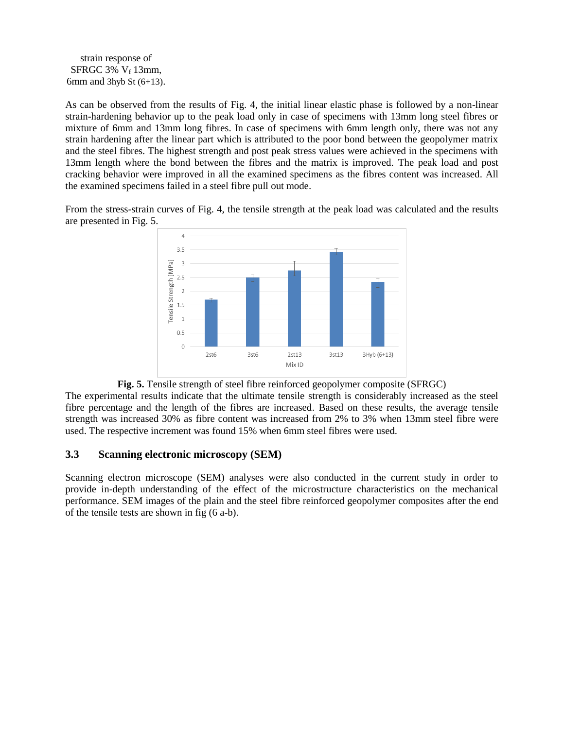strain response of SFRGC 3% $V_f$ 13mm, 6mm and 3hyb St (6+13).

As can be observed from the results of Fig. 4, the initial linear elastic phase is followed by a non-linear strain-hardening behavior up to the peak load only in case of specimens with 13mm long steel fibres or mixture of 6mm and 13mm long fibres. In case of specimens with 6mm length only, there was not any strain hardening after the linear part which is attributed to the poor bond between the geopolymer matrix and the steel fibres. The highest strength and post peak stress values were achieved in the specimens with 13mm length where the bond between the fibres and the matrix is improved. The peak load and post cracking behavior were improved in all the examined specimens as the fibres content was increased. All the examined specimens failed in a steel fibre pull out mode.

From the stress-strain curves of Fig. 4, the tensile strength at the peak load was calculated and the results are presented in Fig. 5.

**Fig. 5.** Tensile strength of steel fibre reinforced geopolymer composite (SFRGC)

The experimental results indicate that the ultimate tensile strength is considerably increased as the steel fibre percentage and the length of the fibres are increased. Based on these results, the average tensile strength was increased 30% as fibre content was increased from 2% to 3% when 13mm steel fibre were used. The respective increment was found 15% when 6mm steel fibres were used.

### 3.3 Scanning electronic microscopy (SEM)

Scanning electron microscope (SEM) analyses were also conducted in the current study in order to provide in-depth understanding of the effect of the microstructure characteristics on the mechanical performance. SEM images of the plain and the steel fibre reinforced geopolymer composites after the end of the tensile tests are shown in fig (6 a-b).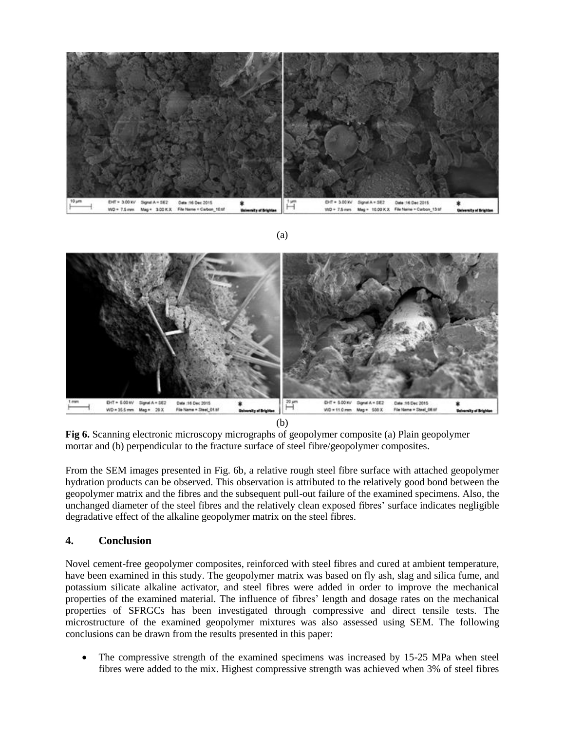(a)

(b)

**Fig 6.** Scanning electronic microscopy micrographs of geopolymer composite (a) Plain geopolymer mortar and (b) perpendicular to the fracture surface of steel fibre/geopolymer composites.

From the SEM images presented in Fig. 6b, a relative rough steel fibre surface with attached geopolymer hydration products can be observed. This observation is attributed to the relatively good bond between the geopolymer matrix and the fibres and the subsequent pull-out failure of the examined specimens. Also, the unchanged diameter of the steel fibres and the relatively clean exposed fibres' surface indicates negligible degradative effect of the alkaline geopolymer matrix on the steel fibres.

## 4. Conclusion

Novel cement-free geopolymer composites, reinforced with steel fibres and cured at ambient temperature, have been examined in this study. The geopolymer matrix was based on fly ash, slag and silica fume, and potassium silicate alkaline activator, and steel fibres were added in order to improve the mechanical properties of the examined material. The influence of fibres' length and dosage rates on the mechanical properties of SFRGCs has been investigated through compressive and direct tensile tests. The microstructure of the examined geopolymer mixtures was also assessed using SEM. The following conclusions can be drawn from the results presented in this paper:

- The compressive strength of the examined specimens was increased by 15-25 MPa when steel fibres were added to the mix. Highest compressive strength was achieved when 3% of steel fibres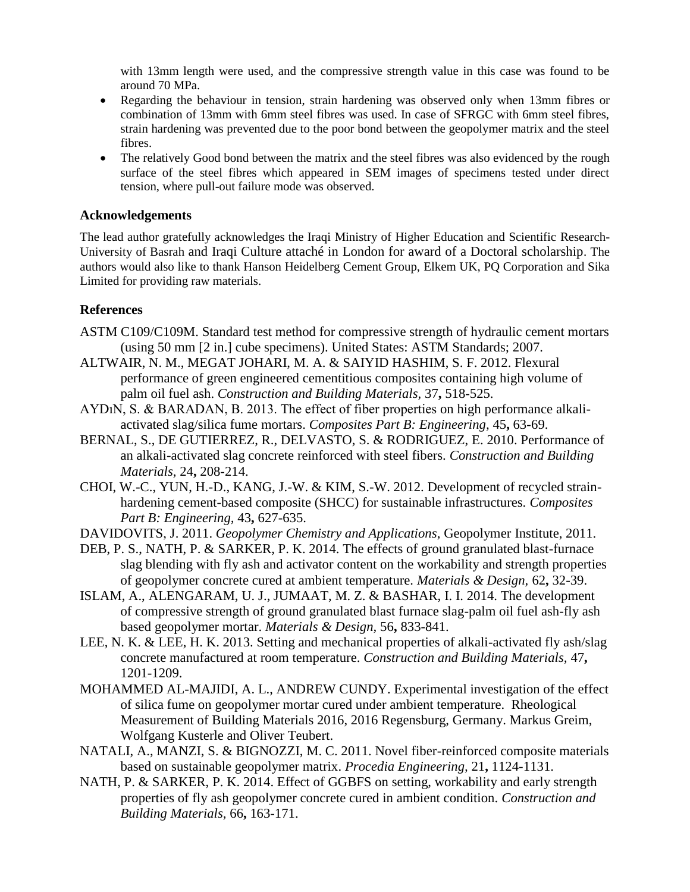with 13mm length were used, and the compressive strength value in this case was found to be around 70 MPa.

- Regarding the behaviour in tension, strain hardening was observed only when 13mm fibres or combination of 13mm with 6mm steel fibres was used. In case of SFRGC with 6mm steel fibres, strain hardening was prevented due to the poor bond between the geopolymer matrix and the steel fibres.
- The relatively Good bond between the matrix and the steel fibres was also evidenced by the rough surface of the steel fibres which appeared in SEM images of specimens tested under direct tension, where pull-out failure mode was observed.

## Acknowledgements

The lead author gratefully acknowledges the Iraqi Ministry of Higher Education and Scientific Research-University of Basrah and Iraqi Culture attaché in London for award of a Doctoral scholarship. The authors would also like to thank Hanson Heidelberg Cement Group, Elkem UK, PQ Corporation and Sika Limited for providing raw materials.

## References

ASTM C109/C109M. Standard test method for compressive strength of hydraulic cement mortars (using 50 mm [2 in.] cube specimens). United States: ASTM Standards; 2007.

ALTWAIR, N. M., MEGAT JOHARI, M. A. & SAIYID HASHIM, S. F. 2012. Flexural performance of green engineered cementitious composites containing high volume of palm oil fuel ash. *Construction and Building Materials,* 37**,** 518-525.

AYDıN, S. & BARADAN, B. 2013. The effect of fiber properties on high performance alkali-activated slag/silica fume mortars. *Composites Part B: Engineering,* 45**,** 63-69.

BERNAL, S., DE GUTIERREZ, R., DELVASTO, S. & RODRIGUEZ, E. 2010. Performance of an alkali-activated slag concrete reinforced with steel fibers. *Construction and Building Materials,* 24**,** 208-214.

CHOI, W.-C., YUN, H.-D., KANG, J.-W. & KIM, S.-W. 2012. Development of recycled strain-hardening cement-based composite (SHCC) for sustainable infrastructures. *Composites Part B: Engineering,* 43**,** 627-635.

DAVIDOVITS, J. 2011. *Geopolymer Chemistry and Applications*, Geopolymer Institute, 2011.

DEB, P. S., NATH, P. & SARKER, P. K. 2014. The effects of ground granulated blast-furnace slag blending with fly ash and activator content on the workability and strength properties of geopolymer concrete cured at ambient temperature. *Materials & Design,* 62**,** 32-39.

ISLAM, A., ALENGARAM, U. J., JUMAAT, M. Z. & BASHAR, I. I. 2014. The development of compressive strength of ground granulated blast furnace slag-palm oil fuel ash-fly ash based geopolymer mortar. *Materials & Design,* 56**,** 833-841.

LEE, N. K. & LEE, H. K. 2013. Setting and mechanical properties of alkali-activated fly ash/slag concrete manufactured at room temperature. *Construction and Building Materials,* 47**,** 1201-1209.

MOHAMMED AL-MAJIDI, A. L., ANDREW CUNDY. Experimental investigation of the effect of silica fume on geopolymer mortar cured under ambient temperature. Rheological Measurement of Building Materials 2016, 2016 Regensburg, Germany. Markus Greim, Wolfgang Kusterle and Oliver Teubert.

NATALI, A., MANZI, S. & BIGNOZZI, M. C. 2011. Novel fiber-reinforced composite materials based on sustainable geopolymer matrix. *Procedia Engineering,* 21**,** 1124-1131.

NATH, P. & SARKER, P. K. 2014. Effect of GGBFS on setting, workability and early strength properties of fly ash geopolymer concrete cured in ambient condition. *Construction and Building Materials,* 66**,** 163-171.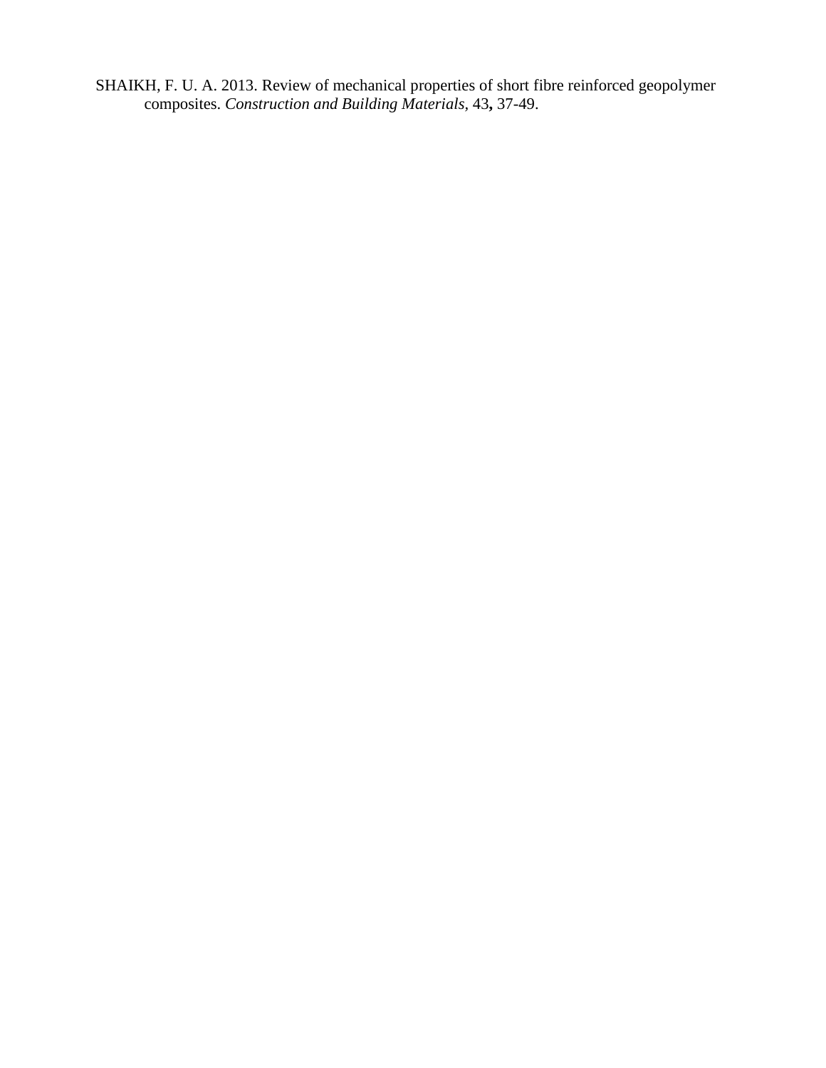SHAIKH, F. U. A. 2013. Review of mechanical properties of short fibre reinforced geopolymer composites. *Construction and Building Materials,* 43**,** 37-49.